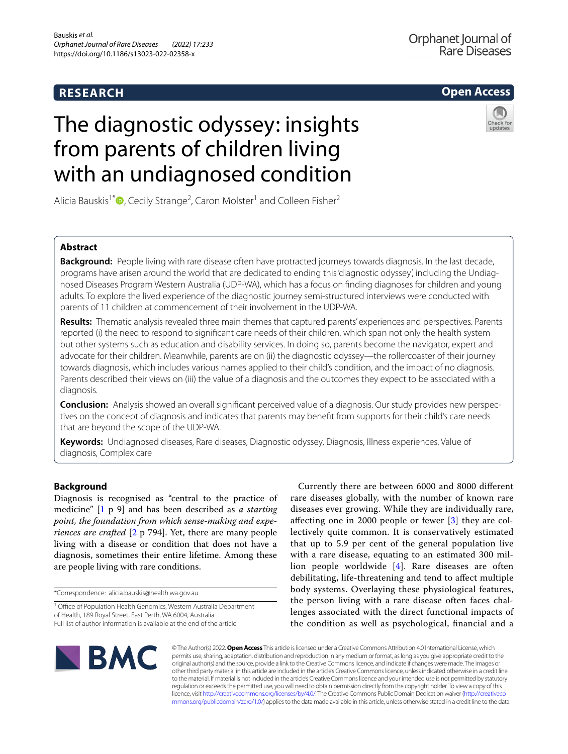RESEARCH

Open Access

# The diagnostic odyssey: insights from parents of children living with an undiagnosed condition

Alicia Bauskis[1*], Cecily Strange[2], Caron Molster[1] and Colleen Fisher[2]

## Abstract

**Background:** People living with rare disease often have protracted journeys towards diagnosis. In the last decade, programs have arisen around the world that are dedicated to ending this 'diagnostic odyssey', including the Undiagnosed Diseases Program Western Australia (UDP-WA), which has a focus on finding diagnoses for children and young adults. To explore the lived experience of the diagnostic journey semi-structured interviews were conducted with parents of 11 children at commencement of their involvement in the UDP-WA.

**Results:** Thematic analysis revealed three main themes that captured parents' experiences and perspectives. Parents reported (i) the need to respond to significant care needs of their children, which span not only the health system but other systems such as education and disability services. In doing so, parents become the navigator, expert and advocate for their children. Meanwhile, parents are on (ii) the diagnostic odyssey—the rollercoaster of their journey towards diagnosis, which includes various names applied to their child's condition, and the impact of no diagnosis. Parents described their views on (iii) the value of a diagnosis and the outcomes they expect to be associated with a diagnosis.

**Conclusion:** Analysis showed an overall significant perceived value of a diagnosis. Our study provides new perspectives on the concept of diagnosis and indicates that parents may benefit from supports for their child's care needs that are beyond the scope of the UDP-WA.

**Keywords:** Undiagnosed diseases, Rare diseases, Diagnostic odyssey, Diagnosis, Illness experiences, Value of diagnosis, Complex care

## Background

Diagnosis is recognised as "central to the practice of medicine" [1 p 9] and has been described as *a starting point, the foundation from which sense-making and experiences are crafted* [2 p 794]. Yet, there are many people living with a disease or condition that does not have a diagnosis, sometimes their entire lifetime. Among these are people living with rare conditions.

Currently there are between 6000 and 8000 different rare diseases globally, with the number of known rare diseases ever growing. While they are individually rare, affecting one in 2000 people or fewer [3] they are collectively quite common. It is conservatively estimated that up to 5.9 per cent of the general population live with a rare disease, equating to an estimated 300 million people worldwide [4]. Rare diseases are often debilitating, life-threatening and tend to affect multiple body systems. Overlaying these physiological features, the person living with a rare disease often faces challenges associated with the direct functional impacts of the condition as well as psychological, financial and a

*Correspondence: alicia.bauskis@health.wa.gov.au

[1] Office of Population Health Genomics, Western Australia Department of Health, 189 Royal Street, East Perth, WA 6004, Australia
Full list of author information is available at the end of the article

© The Author(s) 2022. **Open Access** This article is licensed under a Creative Commons Attribution 4.0 International License, which permits use, sharing, adaptation, distribution and reproduction in any medium or format, as long as you give appropriate credit to the original author(s) and the source, provide a link to the Creative Commons licence, and indicate if changes were made. The images or other third party material in this article are included in the article's Creative Commons licence, unless indicated otherwise in a credit line to the material. If material is not included in the article's Creative Commons licence and your intended use is not permitted by statutory regulation or exceeds the permitted use, you will need to obtain permission directly from the copyright holder. To view a copy of this licence, visit http://creativecommons.org/licenses/by/4.0/. The Creative Commons Public Domain Dedication waiver (http://creativecommons.org/publicdomain/zero/1.0/) applies to the data made available in this article, unless otherwise stated in a credit line to the data.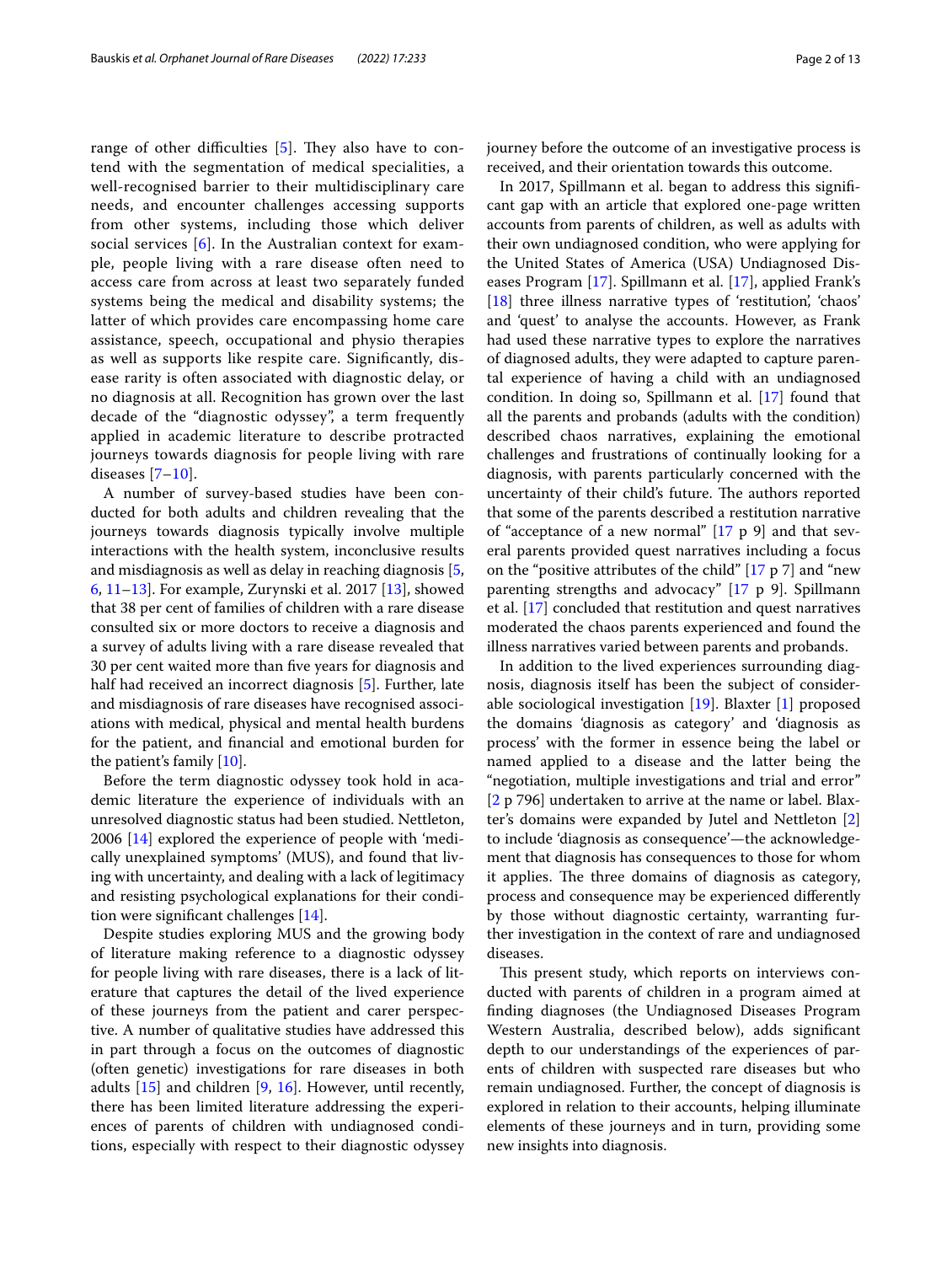range of other difficulties [5]. They also have to contend with the segmentation of medical specialities, a well-recognised barrier to their multidisciplinary care needs, and encounter challenges accessing supports from other systems, including those which deliver social services [6]. In the Australian context for example, people living with a rare disease often need to access care from across at least two separately funded systems being the medical and disability systems; the latter of which provides care encompassing home care assistance, speech, occupational and physio therapies as well as supports like respite care. Significantly, disease rarity is often associated with diagnostic delay, or no diagnosis at all. Recognition has grown over the last decade of the "diagnostic odyssey", a term frequently applied in academic literature to describe protracted journeys towards diagnosis for people living with rare diseases [7–10].

A number of survey-based studies have been conducted for both adults and children revealing that the journeys towards diagnosis typically involve multiple interactions with the health system, inconclusive results and misdiagnosis as well as delay in reaching diagnosis [5, 6, 11–13]. For example, Zurynski et al. 2017 [13], showed that 38 per cent of families of children with a rare disease consulted six or more doctors to receive a diagnosis and a survey of adults living with a rare disease revealed that 30 per cent waited more than five years for diagnosis and half had received an incorrect diagnosis [5]. Further, late and misdiagnosis of rare diseases have recognised associations with medical, physical and mental health burdens for the patient, and financial and emotional burden for the patient's family [10].

Before the term diagnostic odyssey took hold in academic literature the experience of individuals with an unresolved diagnostic status had been studied. Nettleton, 2006 [14] explored the experience of people with 'medically unexplained symptoms' (MUS), and found that living with uncertainty, and dealing with a lack of legitimacy and resisting psychological explanations for their condition were significant challenges [14].

Despite studies exploring MUS and the growing body of literature making reference to a diagnostic odyssey for people living with rare diseases, there is a lack of literature that captures the detail of the lived experience of these journeys from the patient and carer perspective. A number of qualitative studies have addressed this in part through a focus on the outcomes of diagnostic (often genetic) investigations for rare diseases in both adults [15] and children [9, 16]. However, until recently, there has been limited literature addressing the experiences of parents of children with undiagnosed conditions, especially with respect to their diagnostic odyssey journey before the outcome of an investigative process is received, and their orientation towards this outcome.

In 2017, Spillmann et al. began to address this significant gap with an article that explored one-page written accounts from parents of children, as well as adults with their own undiagnosed condition, who were applying for the United States of America (USA) Undiagnosed Diseases Program [17]. Spillmann et al. [17], applied Frank's [18] three illness narrative types of 'restitution', 'chaos' and 'quest' to analyse the accounts. However, as Frank had used these narrative types to explore the narratives of diagnosed adults, they were adapted to capture parental experience of having a child with an undiagnosed condition. In doing so, Spillmann et al. [17] found that all the parents and probands (adults with the condition) described chaos narratives, explaining the emotional challenges and frustrations of continually looking for a diagnosis, with parents particularly concerned with the uncertainty of their child's future. The authors reported that some of the parents described a restitution narrative of "acceptance of a new normal" [17 p 9] and that several parents provided quest narratives including a focus on the "positive attributes of the child" [17 p 7] and "new parenting strengths and advocacy" [17 p 9]. Spillmann et al. [17] concluded that restitution and quest narratives moderated the chaos parents experienced and found the illness narratives varied between parents and probands.

In addition to the lived experiences surrounding diagnosis, diagnosis itself has been the subject of considerable sociological investigation [19]. Blaxter [1] proposed the domains 'diagnosis as category' and 'diagnosis as process' with the former in essence being the label or named applied to a disease and the latter being the "negotiation, multiple investigations and trial and error" [2 p 796] undertaken to arrive at the name or label. Blaxter's domains were expanded by Jutel and Nettleton [2] to include 'diagnosis as consequence'—the acknowledgement that diagnosis has consequences to those for whom it applies. The three domains of diagnosis as category, process and consequence may be experienced differently by those without diagnostic certainty, warranting further investigation in the context of rare and undiagnosed diseases.

This present study, which reports on interviews conducted with parents of children in a program aimed at finding diagnoses (the Undiagnosed Diseases Program Western Australia, described below), adds significant depth to our understandings of the experiences of parents of children with suspected rare diseases but who remain undiagnosed. Further, the concept of diagnosis is explored in relation to their accounts, helping illuminate elements of these journeys and in turn, providing some new insights into diagnosis.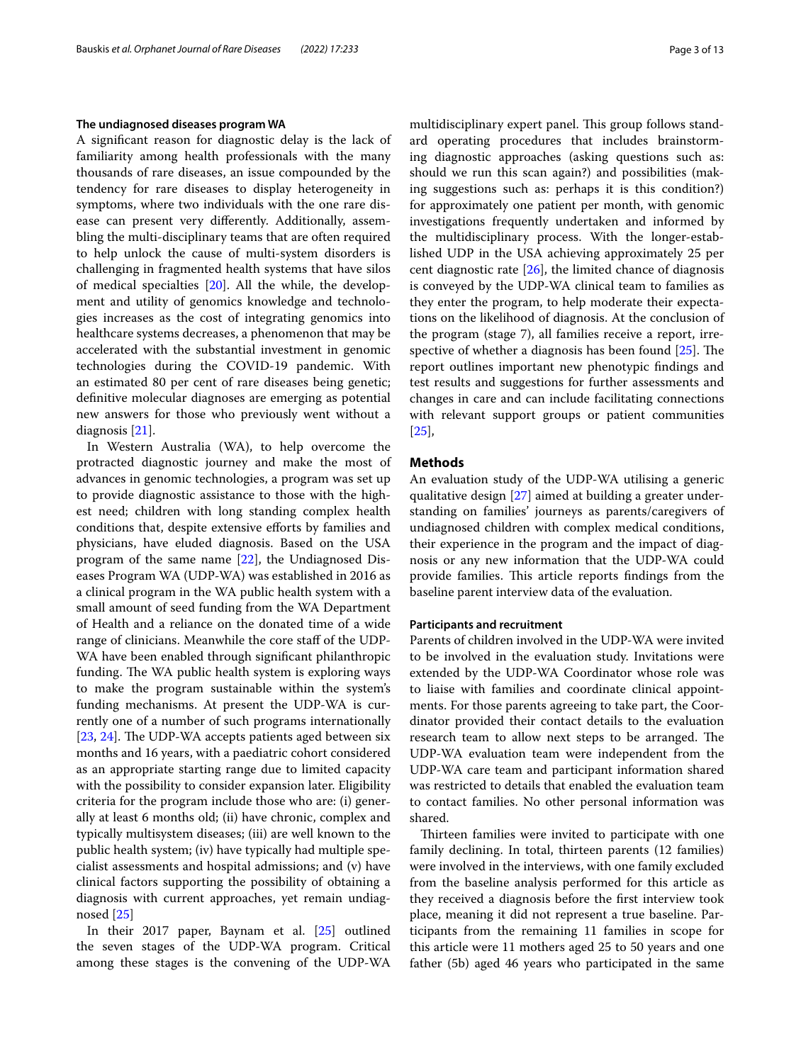### The undiagnosed diseases program WA

A significant reason for diagnostic delay is the lack of familiarity among health professionals with the many thousands of rare diseases, an issue compounded by the tendency for rare diseases to display heterogeneity in symptoms, where two individuals with the one rare disease can present very differently. Additionally, assembling the multi-disciplinary teams that are often required to help unlock the cause of multi-system disorders is challenging in fragmented health systems that have silos of medical specialties [20]. All the while, the development and utility of genomics knowledge and technologies increases as the cost of integrating genomics into healthcare systems decreases, a phenomenon that may be accelerated with the substantial investment in genomic technologies during the COVID-19 pandemic. With an estimated 80 per cent of rare diseases being genetic; definitive molecular diagnoses are emerging as potential new answers for those who previously went without a diagnosis [21].

In Western Australia (WA), to help overcome the protracted diagnostic journey and make the most of advances in genomic technologies, a program was set up to provide diagnostic assistance to those with the highest need; children with long standing complex health conditions that, despite extensive efforts by families and physicians, have eluded diagnosis. Based on the USA program of the same name [22], the Undiagnosed Diseases Program WA (UDP-WA) was established in 2016 as a clinical program in the WA public health system with a small amount of seed funding from the WA Department of Health and a reliance on the donated time of a wide range of clinicians. Meanwhile the core staff of the UDP-WA have been enabled through significant philanthropic funding. The WA public health system is exploring ways to make the program sustainable within the system's funding mechanisms. At present the UDP-WA is currently one of a number of such programs internationally [23, 24]. The UDP-WA accepts patients aged between six months and 16 years, with a paediatric cohort considered as an appropriate starting range due to limited capacity with the possibility to consider expansion later. Eligibility criteria for the program include those who are: (i) generally at least 6 months old; (ii) have chronic, complex and typically multisystem diseases; (iii) are well known to the public health system; (iv) have typically had multiple specialist assessments and hospital admissions; and (v) have clinical factors supporting the possibility of obtaining a diagnosis with current approaches, yet remain undiagnosed [25]

In their 2017 paper, Baynam et al. [25] outlined the seven stages of the UDP-WA program. Critical among these stages is the convening of the UDP-WA multidisciplinary expert panel. This group follows standard operating procedures that includes brainstorming diagnostic approaches (asking questions such as: should we run this scan again?) and possibilities (making suggestions such as: perhaps it is this condition?) for approximately one patient per month, with genomic investigations frequently undertaken and informed by the multidisciplinary process. With the longer-established UDP in the USA achieving approximately 25 per cent diagnostic rate [26], the limited chance of diagnosis is conveyed by the UDP-WA clinical team to families as they enter the program, to help moderate their expectations on the likelihood of diagnosis. At the conclusion of the program (stage 7), all families receive a report, irrespective of whether a diagnosis has been found [25]. The report outlines important new phenotypic findings and test results and suggestions for further assessments and changes in care and can include facilitating connections with relevant support groups or patient communities [25],

## Methods

An evaluation study of the UDP-WA utilising a generic qualitative design [27] aimed at building a greater understanding on families' journeys as parents/caregivers of undiagnosed children with complex medical conditions, their experience in the program and the impact of diagnosis or any new information that the UDP-WA could provide families. This article reports findings from the baseline parent interview data of the evaluation.

### Participants and recruitment

Parents of children involved in the UDP-WA were invited to be involved in the evaluation study. Invitations were extended by the UDP-WA Coordinator whose role was to liaise with families and coordinate clinical appointments. For those parents agreeing to take part, the Coordinator provided their contact details to the evaluation research team to allow next steps to be arranged. The UDP-WA evaluation team were independent from the UDP-WA care team and participant information shared was restricted to details that enabled the evaluation team to contact families. No other personal information was shared.

Thirteen families were invited to participate with one family declining. In total, thirteen parents (12 families) were involved in the interviews, with one family excluded from the baseline analysis performed for this article as they received a diagnosis before the first interview took place, meaning it did not represent a true baseline. Participants from the remaining 11 families in scope for this article were 11 mothers aged 25 to 50 years and one father (5b) aged 46 years who participated in the same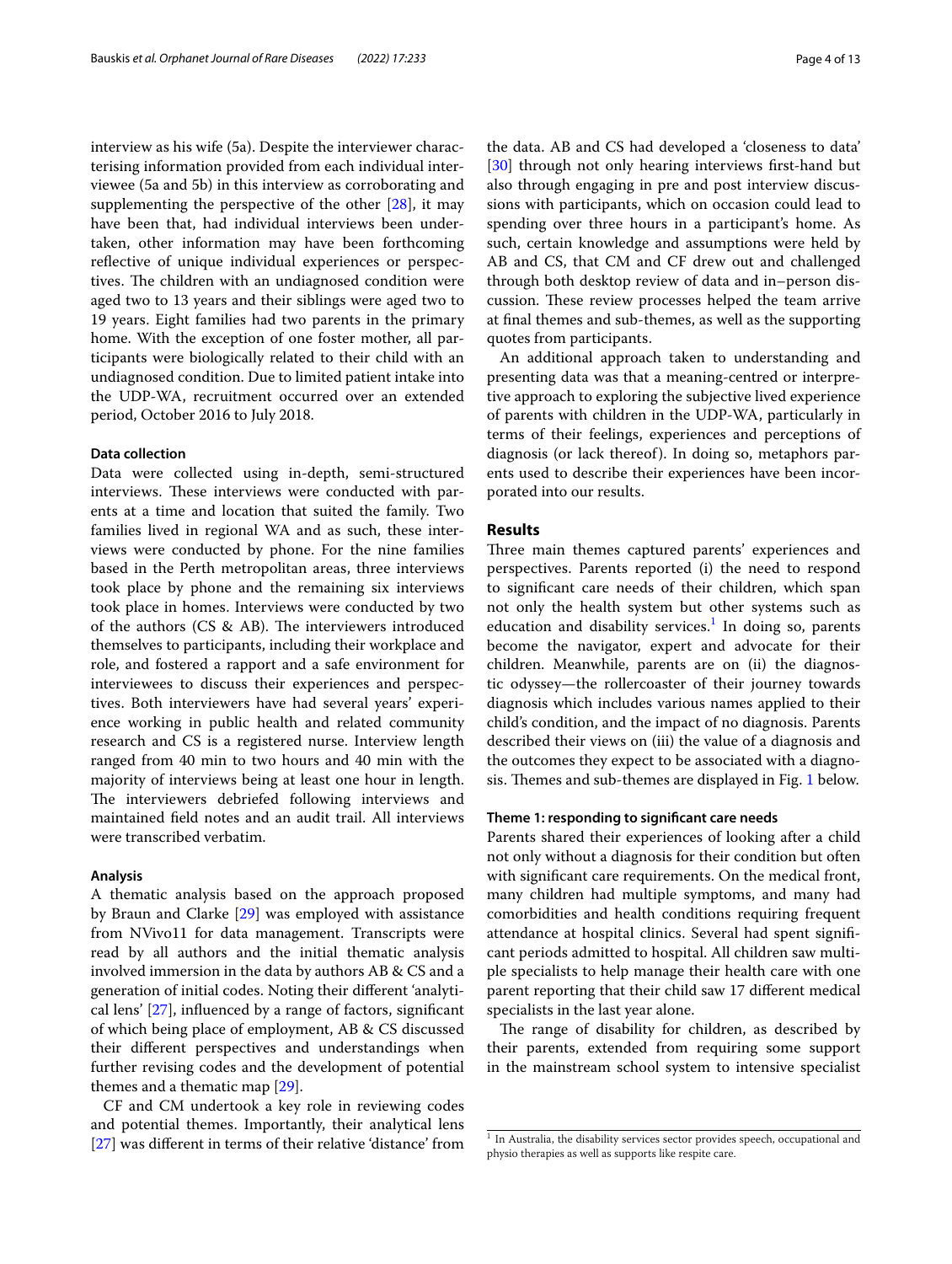interview as his wife (5a). Despite the interviewer characterising information provided from each individual interviewee (5a and 5b) in this interview as corroborating and supplementing the perspective of the other [28], it may have been that, had individual interviews been undertaken, other information may have been forthcoming reflective of unique individual experiences or perspectives. The children with an undiagnosed condition were aged two to 13 years and their siblings were aged two to 19 years. Eight families had two parents in the primary home. With the exception of one foster mother, all participants were biologically related to their child with an undiagnosed condition. Due to limited patient intake into the UDP-WA, recruitment occurred over an extended period, October 2016 to July 2018.

#### Data collection

Data were collected using in-depth, semi-structured interviews. These interviews were conducted with parents at a time and location that suited the family. Two families lived in regional WA and as such, these interviews were conducted by phone. For the nine families based in the Perth metropolitan areas, three interviews took place by phone and the remaining six interviews took place in homes. Interviews were conducted by two of the authors (CS & AB). The interviewers introduced themselves to participants, including their workplace and role, and fostered a rapport and a safe environment for interviewees to discuss their experiences and perspectives. Both interviewers have had several years' experience working in public health and related community research and CS is a registered nurse. Interview length ranged from 40 min to two hours and 40 min with the majority of interviews being at least one hour in length. The interviewers debriefed following interviews and maintained field notes and an audit trail. All interviews were transcribed verbatim.

#### Analysis

A thematic analysis based on the approach proposed by Braun and Clarke [29] was employed with assistance from NVivo11 for data management. Transcripts were read by all authors and the initial thematic analysis involved immersion in the data by authors AB & CS and a generation of initial codes. Noting their different 'analytical lens' [27], influenced by a range of factors, significant of which being place of employment, AB & CS discussed their different perspectives and understandings when further revising codes and the development of potential themes and a thematic map [29].

CF and CM undertook a key role in reviewing codes and potential themes. Importantly, their analytical lens [27] was different in terms of their relative 'distance' from the data. AB and CS had developed a 'closeness to data' [30] through not only hearing interviews first-hand but also through engaging in pre and post interview discussions with participants, which on occasion could lead to spending over three hours in a participant's home. As such, certain knowledge and assumptions were held by AB and CS, that CM and CF drew out and challenged through both desktop review of data and in–person discussion. These review processes helped the team arrive at final themes and sub-themes, as well as the supporting quotes from participants.

An additional approach taken to understanding and presenting data was that a meaning-centred or interpretive approach to exploring the subjective lived experience of parents with children in the UDP-WA, particularly in terms of their feelings, experiences and perceptions of diagnosis (or lack thereof). In doing so, metaphors parents used to describe their experiences have been incorporated into our results.

## Results

Three main themes captured parents' experiences and perspectives. Parents reported (i) the need to respond to significant care needs of their children, which span not only the health system but other systems such as education and disability services.[1] In doing so, parents become the navigator, expert and advocate for their children. Meanwhile, parents are on (ii) the diagnostic odyssey—the rollercoaster of their journey towards diagnosis which includes various names applied to their child's condition, and the impact of no diagnosis. Parents described their views on (iii) the value of a diagnosis and the outcomes they expect to be associated with a diagnosis. Themes and sub-themes are displayed in Fig. 1 below.

#### Theme 1: responding to significant care needs

Parents shared their experiences of looking after a child not only without a diagnosis for their condition but often with significant care requirements. On the medical front, many children had multiple symptoms, and many had comorbidities and health conditions requiring frequent attendance at hospital clinics. Several had spent significant periods admitted to hospital. All children saw multiple specialists to help manage their health care with one parent reporting that their child saw 17 different medical specialists in the last year alone.

The range of disability for children, as described by their parents, extended from requiring some support in the mainstream school system to intensive specialist

[1] In Australia, the disability services sector provides speech, occupational and physio therapies as well as supports like respite care.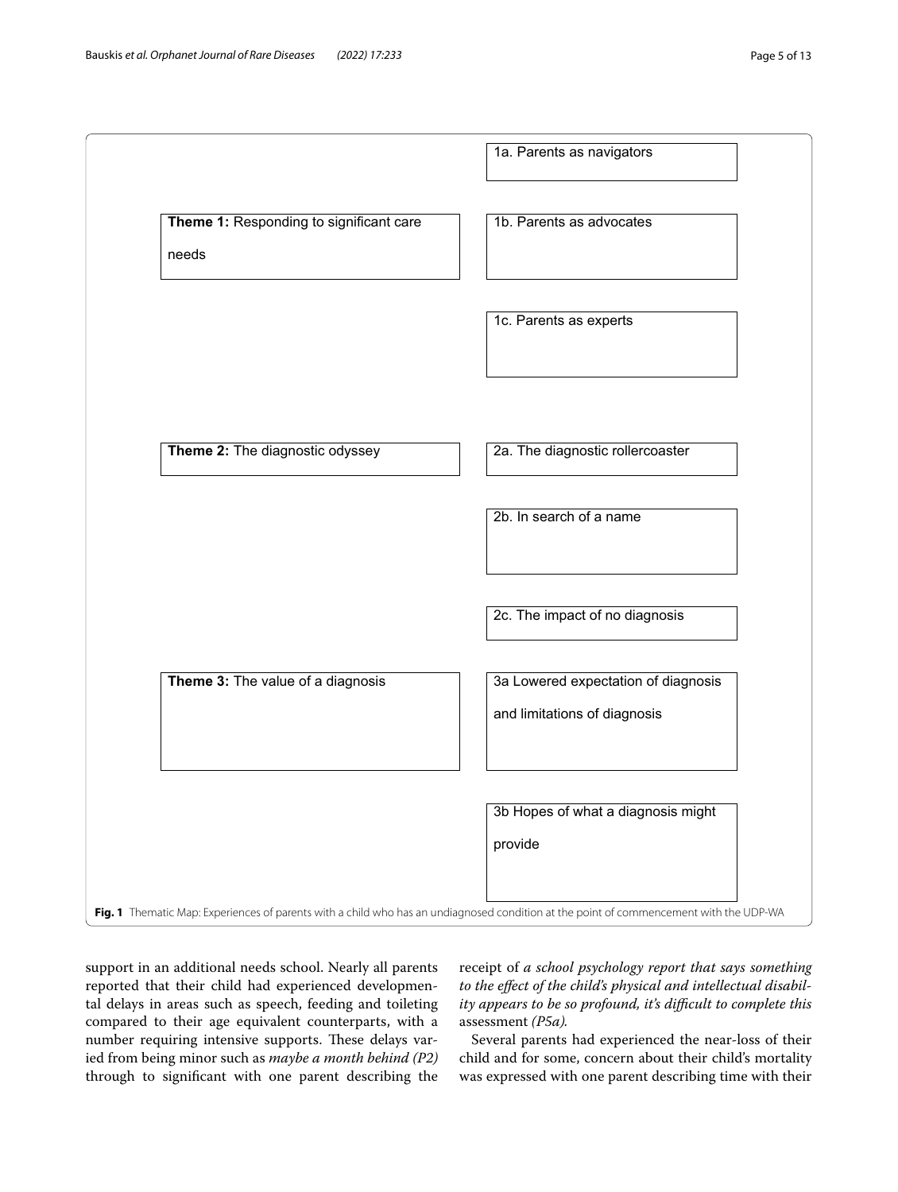Theme 1: Responding to significant care needs

1a. Parents as navigators

1b. Parents as advocates

1c. Parents as experts

Theme 2: The diagnostic odyssey

2a. The diagnostic rollercoaster

2b. In search of a name

2c. The impact of no diagnosis

Theme 3: The value of a diagnosis

3a Lowered expectation of diagnosis and limitations of diagnosis

3b Hopes of what a diagnosis might provide

**Fig. 1** Thematic Map: Experiences of parents with a child who has an undiagnosed condition at the point of commencement with the UDP-WA

support in an additional needs school. Nearly all parents reported that their child had experienced developmental delays in areas such as speech, feeding and toileting compared to their age equivalent counterparts, with a number requiring intensive supports. These delays varied from being minor such as *maybe a month behind (P2)* through to significant with one parent describing the receipt of *a school psychology report that says something to the effect of the child's physical and intellectual disability appears to be so profound, it's difficult to complete this* assessment *(P5a)*.

Several parents had experienced the near-loss of their child and for some, concern about their child's mortality was expressed with one parent describing time with their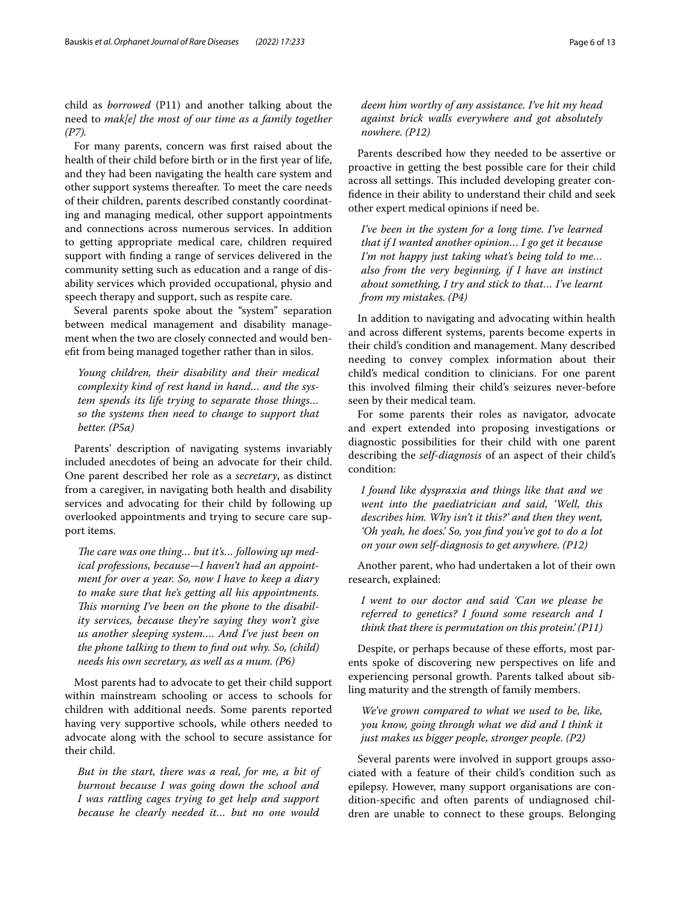child as *borrowed* (P11) and another talking about the need to *mak[e] the most of our time as a family together (P7).*

For many parents, concern was first raised about the health of their child before birth or in the first year of life, and they had been navigating the health care system and other support systems thereafter. To meet the care needs of their children, parents described constantly coordinating and managing medical, other support appointments and connections across numerous services. In addition to getting appropriate medical care, children required support with finding a range of services delivered in the community setting such as education and a range of disability services which provided occupational, physio and speech therapy and support, such as respite care.

Several parents spoke about the "system" separation between medical management and disability management when the two are closely connected and would benefit from being managed together rather than in silos.

> *Young children, their disability and their medical complexity kind of rest hand in hand… and the system spends its life trying to separate those things… so the systems then need to change to support that better. (P5a)*

Parents' description of navigating systems invariably included anecdotes of being an advocate for their child. One parent described her role as a *secretary*, as distinct from a caregiver, in navigating both health and disability services and advocating for their child by following up overlooked appointments and trying to secure care support items.

> *The care was one thing… but it's… following up medical professions, because—I haven't had an appointment for over a year. So, now I have to keep a diary to make sure that he's getting all his appointments. This morning I've been on the phone to the disability services, because they're saying they won't give us another sleeping system.… And I've just been on the phone talking to them to find out why. So, (child) needs his own secretary, as well as a mum. (P6)*

Most parents had to advocate to get their child support within mainstream schooling or access to schools for children with additional needs. Some parents reported having very supportive schools, while others needed to advocate along with the school to secure assistance for their child.

> *But in the start, there was a real, for me, a bit of burnout because I was going down the school and I was rattling cages trying to get help and support because he clearly needed it… but no one would deem him worthy of any assistance. I've hit my head against brick walls everywhere and got absolutely nowhere. (P12)*

Parents described how they needed to be assertive or proactive in getting the best possible care for their child across all settings. This included developing greater confidence in their ability to understand their child and seek other expert medical opinions if need be.

> *I've been in the system for a long time. I've learned that if I wanted another opinion… I go get it because I'm not happy just taking what's being told to me… also from the very beginning, if I have an instinct about something, I try and stick to that… I've learnt from my mistakes. (P4)*

In addition to navigating and advocating within health and across different systems, parents become experts in their child's condition and management. Many described needing to convey complex information about their child's medical condition to clinicians. For one parent this involved filming their child's seizures never-before seen by their medical team.

For some parents their roles as navigator, advocate and expert extended into proposing investigations or diagnostic possibilities for their child with one parent describing the *self-diagnosis* of an aspect of their child's condition:

> *I found like dyspraxia and things like that and we went into the paediatrician and said, 'Well, this describes him. Why isn't it this?' and then they went, 'Oh yeah, he does.' So, you find you've got to do a lot on your own self-diagnosis to get anywhere. (P12)*

Another parent, who had undertaken a lot of their own research, explained:

> *I went to our doctor and said 'Can we please be referred to genetics? I found some research and I think that there is permutation on this protein.' (P11)*

Despite, or perhaps because of these efforts, most parents spoke of discovering new perspectives on life and experiencing personal growth. Parents talked about sibling maturity and the strength of family members.

> *We've grown compared to what we used to be, like, you know, going through what we did and I think it just makes us bigger people, stronger people. (P2)*

Several parents were involved in support groups associated with a feature of their child's condition such as epilepsy. However, many support organisations are condition-specific and often parents of undiagnosed children are unable to connect to these groups. Belonging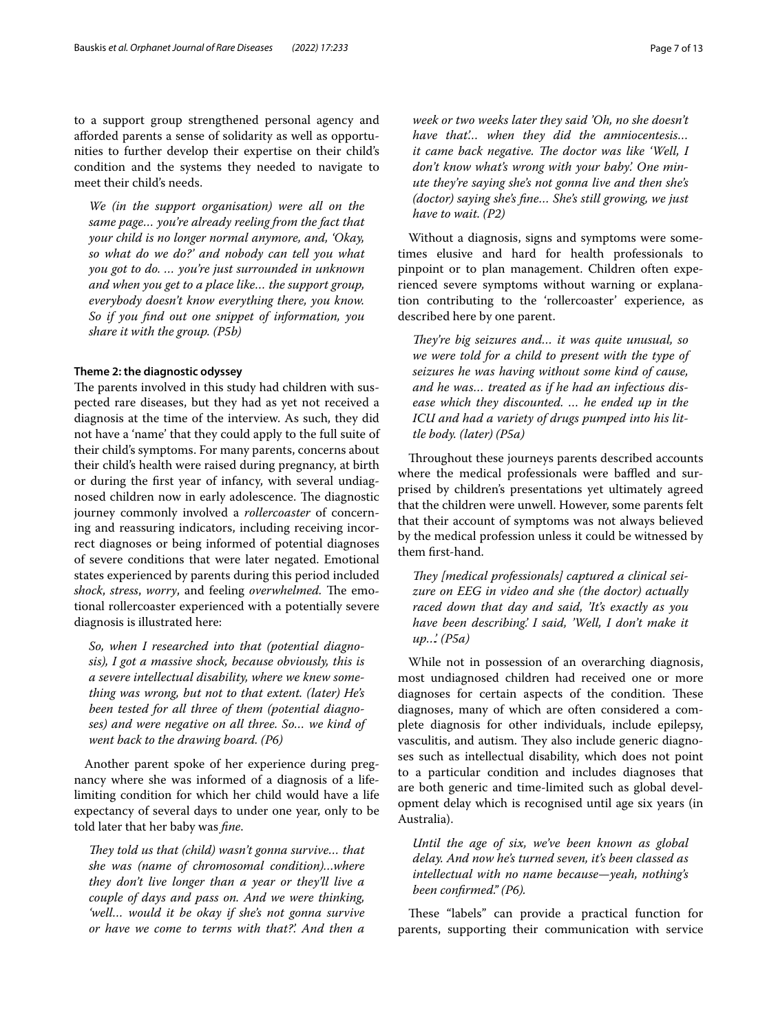to a support group strengthened personal agency and afforded parents a sense of solidarity as well as opportunities to further develop their expertise on their child's condition and the systems they needed to navigate to meet their child's needs.

> *We (in the support organisation) were all on the same page… you're already reeling from the fact that your child is no longer normal anymore, and, 'Okay, so what do we do?' and nobody can tell you what you got to do. … you're just surrounded in unknown and when you get to a place like… the support group, everybody doesn't know everything there, you know. So if you find out one snippet of information, you share it with the group. (P5b)*

#### Theme 2: the diagnostic odyssey

The parents involved in this study had children with suspected rare diseases, but they had as yet not received a diagnosis at the time of the interview. As such, they did not have a 'name' that they could apply to the full suite of their child's symptoms. For many parents, concerns about their child's health were raised during pregnancy, at birth or during the first year of infancy, with several undiagnosed children now in early adolescence. The diagnostic journey commonly involved a *rollercoaster* of concerning and reassuring indicators, including receiving incorrect diagnoses or being informed of potential diagnoses of severe conditions that were later negated. Emotional states experienced by parents during this period included *shock*, *stress*, *worry*, and feeling *overwhelmed.* The emotional rollercoaster experienced with a potentially severe diagnosis is illustrated here:

> *So, when I researched into that (potential diagnosis), I got a massive shock, because obviously, this is a severe intellectual disability, where we knew something was wrong, but not to that extent. (later) He's been tested for all three of them (potential diagnoses) and were negative on all three. So… we kind of went back to the drawing board. (P6)*

Another parent spoke of her experience during pregnancy where she was informed of a diagnosis of a life-limiting condition for which her child would have a life expectancy of several days to under one year, only to be told later that her baby was *fine*.

> *They told us that (child) wasn't gonna survive… that she was (name of chromosomal condition)…where they don't live longer than a year or they'll live a couple of days and pass on. And we were thinking, 'well… would it be okay if she's not gonna survive or have we come to terms with that?'. And then a week or two weeks later they said 'Oh, no she doesn't have that'… when they did the amniocentesis… it came back negative. The doctor was like 'Well, I don't know what's wrong with your baby'. One minute they're saying she's not gonna live and then she's (doctor) saying she's fine… She's still growing, we just have to wait. (P2)*

Without a diagnosis, signs and symptoms were sometimes elusive and hard for health professionals to pinpoint or to plan management. Children often experienced severe symptoms without warning or explanation contributing to the 'rollercoaster' experience, as described here by one parent.

> *They're big seizures and… it was quite unusual, so we were told for a child to present with the type of seizures he was having without some kind of cause, and he was… treated as if he had an infectious disease which they discounted. … he ended up in the ICU and had a variety of drugs pumped into his little body. (later) (P5a)*

Throughout these journeys parents described accounts where the medical professionals were baffled and surprised by children's presentations yet ultimately agreed that the children were unwell. However, some parents felt that their account of symptoms was not always believed by the medical profession unless it could be witnessed by them first-hand.

> *They [medical professionals] captured a clinical seizure on EEG in video and she (the doctor) actually raced down that day and said, 'It's exactly as you have been describing.' I said, 'Well, I don't make it up…'. (P5a)*

While not in possession of an overarching diagnosis, most undiagnosed children had received one or more diagnoses for certain aspects of the condition. These diagnoses, many of which are often considered a complete diagnosis for other individuals, include epilepsy, vasculitis, and autism. They also include generic diagnoses such as intellectual disability, which does not point to a particular condition and includes diagnoses that are both generic and time-limited such as global development delay which is recognised until age six years (in Australia).

> *Until the age of six, we've been known as global delay. And now he's turned seven, it's been classed as intellectual with no name because—yeah, nothing's been confirmed." (P6).*

These "labels" can provide a practical function for parents, supporting their communication with service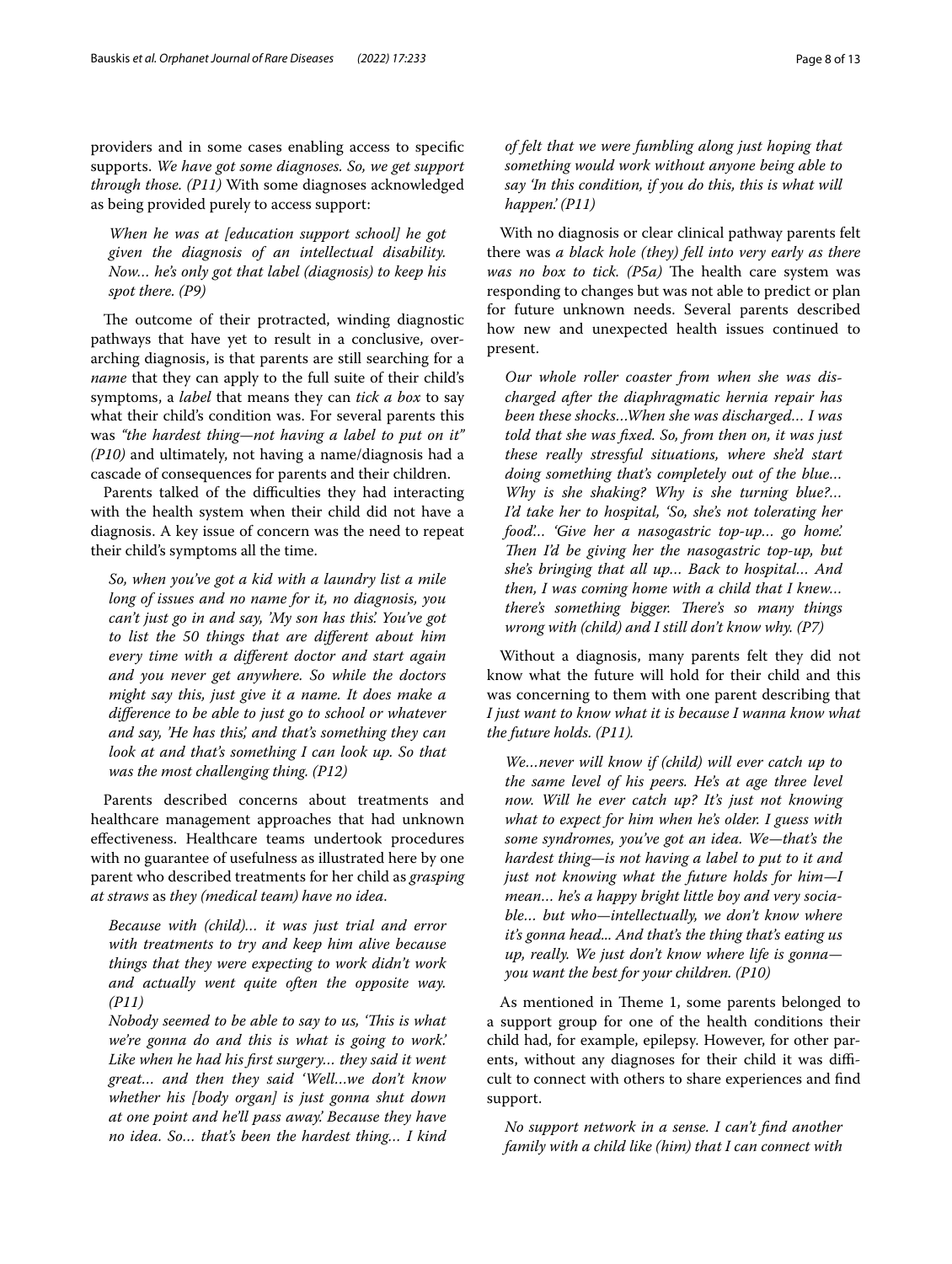providers and in some cases enabling access to specific supports. *We have got some diagnoses. So, we get support through those. (P11)* With some diagnoses acknowledged as being provided purely to access support:

> *When he was at [education support school] he got given the diagnosis of an intellectual disability. Now… he's only got that label (diagnosis) to keep his spot there. (P9)*

The outcome of their protracted, winding diagnostic pathways that have yet to result in a conclusive, overarching diagnosis, is that parents are still searching for a *name* that they can apply to the full suite of their child's symptoms, a *label* that means they can *tick a box* to say what their child's condition was. For several parents this was *"the hardest thing—not having a label to put on it" (P10)* and ultimately, not having a name/diagnosis had a cascade of consequences for parents and their children.

Parents talked of the difficulties they had interacting with the health system when their child did not have a diagnosis. A key issue of concern was the need to repeat their child's symptoms all the time.

> *So, when you've got a kid with a laundry list a mile long of issues and no name for it, no diagnosis, you can't just go in and say, 'My son has this.' You've got to list the 50 things that are different about him every time with a different doctor and start again and you never get anywhere. So while the doctors might say this, just give it a name. It does make a difference to be able to just go to school or whatever and say, 'He has this,' and that's something they can look at and that's something I can look up. So that was the most challenging thing. (P12)*

Parents described concerns about treatments and healthcare management approaches that had unknown effectiveness. Healthcare teams undertook procedures with no guarantee of usefulness as illustrated here by one parent who described treatments for her child as *grasping at straws* as *they (medical team) have no idea*.

> *Because with (child)… it was just trial and error with treatments to try and keep him alive because things that they were expecting to work didn't work and actually went quite often the opposite way. (P11)*
>
> *Nobody seemed to be able to say to us, 'This is what we're gonna do and this is what is going to work.' Like when he had his first surgery… they said it went great… and then they said 'Well…we don't know whether his [body organ] is just gonna shut down at one point and he'll pass away.' Because they have no idea. So… that's been the hardest thing… I kind of felt that we were fumbling along just hoping that something would work without anyone being able to say 'In this condition, if you do this, this is what will happen.' (P11)*

With no diagnosis or clear clinical pathway parents felt there was *a black hole (they) fell into very early as there was no box to tick. (P5a)* The health care system was responding to changes but was not able to predict or plan for future unknown needs. Several parents described how new and unexpected health issues continued to present.

> *Our whole roller coaster from when she was discharged after the diaphragmatic hernia repair has been these shocks…When she was discharged… I was told that she was fixed. So, from then on, it was just these really stressful situations, where she'd start doing something that's completely out of the blue… Why is she shaking? Why is she turning blue?… I'd take her to hospital, 'So, she's not tolerating her food'… 'Give her a nasogastric top-up… go home.' Then I'd be giving her the nasogastric top-up, but she's bringing that all up… Back to hospital… And then, I was coming home with a child that I knew… there's something bigger. There's so many things wrong with (child) and I still don't know why. (P7)*

Without a diagnosis, many parents felt they did not know what the future will hold for their child and this was concerning to them with one parent describing that *I just want to know what it is because I wanna know what the future holds. (P11).*

> *We…never will know if (child) will ever catch up to the same level of his peers. He's at age three level now. Will he ever catch up? It's just not knowing what to expect for him when he's older. I guess with some syndromes, you've got an idea. We—that's the hardest thing—is not having a label to put to it and just not knowing what the future holds for him—I mean… he's a happy bright little boy and very sociable… but who—intellectually, we don't know where it's gonna head... And that's the thing that's eating us up, really. We just don't know where life is gonna—you want the best for your children. (P10)*

As mentioned in Theme 1, some parents belonged to a support group for one of the health conditions their child had, for example, epilepsy. However, for other parents, without any diagnoses for their child it was difficult to connect with others to share experiences and find support.

> *No support network in a sense. I can't find another family with a child like (him) that I can connect with*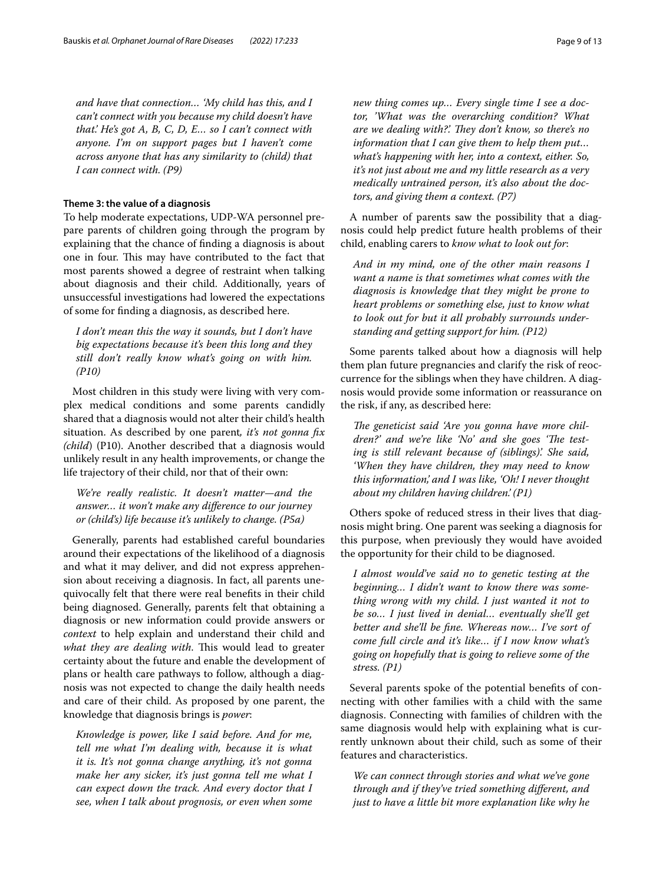*and have that connection… 'My child has this, and I can't connect with you because my child doesn't have that.' He's got A, B, C, D, E… so I can't connect with anyone. I'm on support pages but I haven't come across anyone that has any similarity to (child) that I can connect with. (P9)*

#### Theme 3: the value of a diagnosis

To help moderate expectations, UDP-WA personnel prepare parents of children going through the program by explaining that the chance of finding a diagnosis is about one in four. This may have contributed to the fact that most parents showed a degree of restraint when talking about diagnosis and their child. Additionally, years of unsuccessful investigations had lowered the expectations of some for finding a diagnosis, as described here.

> *I don't mean this the way it sounds, but I don't have big expectations because it's been this long and they still don't really know what's going on with him. (P10)*

Most children in this study were living with very complex medical conditions and some parents candidly shared that a diagnosis would not alter their child's health situation. As described by one parent, *it's not gonna fix (child)* (P10). Another described that a diagnosis would unlikely result in any health improvements, or change the life trajectory of their child, nor that of their own:

> *We're really realistic. It doesn't matter—and the answer… it won't make any difference to our journey or (child's) life because it's unlikely to change. (P5a)*

Generally, parents had established careful boundaries around their expectations of the likelihood of a diagnosis and what it may deliver, and did not express apprehension about receiving a diagnosis. In fact, all parents unequivocally felt that there were real benefits in their child being diagnosed. Generally, parents felt that obtaining a diagnosis or new information could provide answers or *context* to help explain and understand their child and *what they are dealing with*. This would lead to greater certainty about the future and enable the development of plans or health care pathways to follow, although a diagnosis was not expected to change the daily health needs and care of their child. As proposed by one parent, the knowledge that diagnosis brings is *power*:

> *Knowledge is power, like I said before. And for me, tell me what I'm dealing with, because it is what it is. It's not gonna change anything, it's not gonna make her any sicker, it's just gonna tell me what I can expect down the track. And every doctor that I see, when I talk about prognosis, or even when some new thing comes up… Every single time I see a doctor, 'What was the overarching condition? What are we dealing with?'. They don't know, so there's no information that I can give them to help them put… what's happening with her, into a context, either. So, it's not just about me and my little research as a very medically untrained person, it's also about the doctors, and giving them a context. (P7)*

A number of parents saw the possibility that a diagnosis could help predict future health problems of their child, enabling carers to *know what to look out for*:

> *And in my mind, one of the other main reasons I want a name is that sometimes what comes with the diagnosis is knowledge that they might be prone to heart problems or something else, just to know what to look out for but it all probably surrounds understanding and getting support for him. (P12)*

Some parents talked about how a diagnosis will help them plan future pregnancies and clarify the risk of reoccurrence for the siblings when they have children. A diagnosis would provide some information or reassurance on the risk, if any, as described here:

> *The geneticist said 'Are you gonna have more children?' and we're like 'No' and she goes 'The testing is still relevant because of (siblings)'. She said, 'When they have children, they may need to know this information,' and I was like, 'Oh! I never thought about my children having children.' (P1)*

Others spoke of reduced stress in their lives that diagnosis might bring. One parent was seeking a diagnosis for this purpose, when previously they would have avoided the opportunity for their child to be diagnosed.

> *I almost would've said no to genetic testing at the beginning… I didn't want to know there was something wrong with my child. I just wanted it not to be so… I just lived in denial… eventually she'll get better and she'll be fine. Whereas now… I've sort of come full circle and it's like… if I now know what's going on hopefully that is going to relieve some of the stress. (P1)*

Several parents spoke of the potential benefits of connecting with other families with a child with the same diagnosis. Connecting with families of children with the same diagnosis would help with explaining what is currently unknown about their child, such as some of their features and characteristics.

> *We can connect through stories and what we've gone through and if they've tried something different, and just to have a little bit more explanation like why he*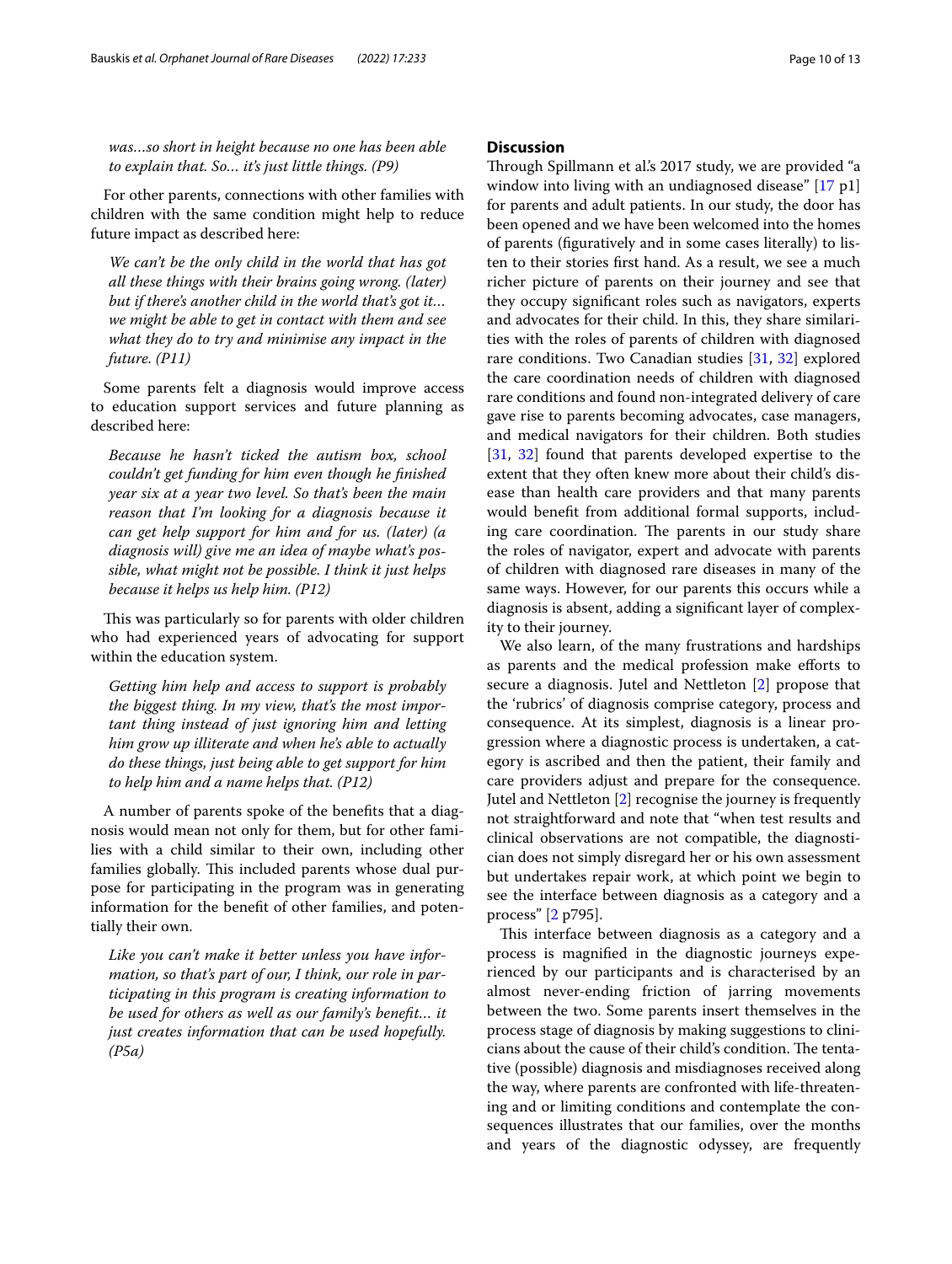*was…so short in height because no one has been able to explain that. So… it's just little things. (P9)*

For other parents, connections with other families with children with the same condition might help to reduce future impact as described here:

> *We can't be the only child in the world that has got all these things with their brains going wrong. (later) but if there's another child in the world that's got it… we might be able to get in contact with them and see what they do to try and minimise any impact in the future. (P11)*

Some parents felt a diagnosis would improve access to education support services and future planning as described here:

> *Because he hasn't ticked the autism box, school couldn't get funding for him even though he finished year six at a year two level. So that's been the main reason that I'm looking for a diagnosis because it can get help support for him and for us. (later) (a diagnosis will) give me an idea of maybe what's possible, what might not be possible. I think it just helps because it helps us help him. (P12)*

This was particularly so for parents with older children who had experienced years of advocating for support within the education system.

> *Getting him help and access to support is probably the biggest thing. In my view, that's the most important thing instead of just ignoring him and letting him grow up illiterate and when he's able to actually do these things, just being able to get support for him to help him and a name helps that. (P12)*

A number of parents spoke of the benefits that a diagnosis would mean not only for them, but for other families with a child similar to their own, including other families globally. This included parents whose dual purpose for participating in the program was in generating information for the benefit of other families, and potentially their own.

> *Like you can't make it better unless you have information, so that's part of our, I think, our role in participating in this program is creating information to be used for others as well as our family's benefit… it just creates information that can be used hopefully. (P5a)*

## Discussion

Through Spillmann et al.'s 2017 study, we are provided "a window into living with an undiagnosed disease" [17 p1] for parents and adult patients. In our study, the door has been opened and we have been welcomed into the homes of parents (figuratively and in some cases literally) to listen to their stories first hand. As a result, we see a much richer picture of parents on their journey and see that they occupy significant roles such as navigators, experts and advocates for their child. In this, they share similarities with the roles of parents of children with diagnosed rare conditions. Two Canadian studies [31, 32] explored the care coordination needs of children with diagnosed rare conditions and found non-integrated delivery of care gave rise to parents becoming advocates, case managers, and medical navigators for their children. Both studies [31, 32] found that parents developed expertise to the extent that they often knew more about their child's disease than health care providers and that many parents would benefit from additional formal supports, including care coordination. The parents in our study share the roles of navigator, expert and advocate with parents of children with diagnosed rare diseases in many of the same ways. However, for our parents this occurs while a diagnosis is absent, adding a significant layer of complexity to their journey.

We also learn, of the many frustrations and hardships as parents and the medical profession make efforts to secure a diagnosis. Jutel and Nettleton [2] propose that the 'rubrics' of diagnosis comprise category, process and consequence. At its simplest, diagnosis is a linear progression where a diagnostic process is undertaken, a category is ascribed and then the patient, their family and care providers adjust and prepare for the consequence. Jutel and Nettleton [2] recognise the journey is frequently not straightforward and note that "when test results and clinical observations are not compatible, the diagnostician does not simply disregard her or his own assessment but undertakes repair work, at which point we begin to see the interface between diagnosis as a category and a process" [2 p795].

This interface between diagnosis as a category and a process is magnified in the diagnostic journeys experienced by our participants and is characterised by an almost never-ending friction of jarring movements between the two. Some parents insert themselves in the process stage of diagnosis by making suggestions to clinicians about the cause of their child's condition. The tentative (possible) diagnosis and misdiagnoses received along the way, where parents are confronted with life-threatening and or limiting conditions and contemplate the consequences illustrates that our families, over the months and years of the diagnostic odyssey, are frequently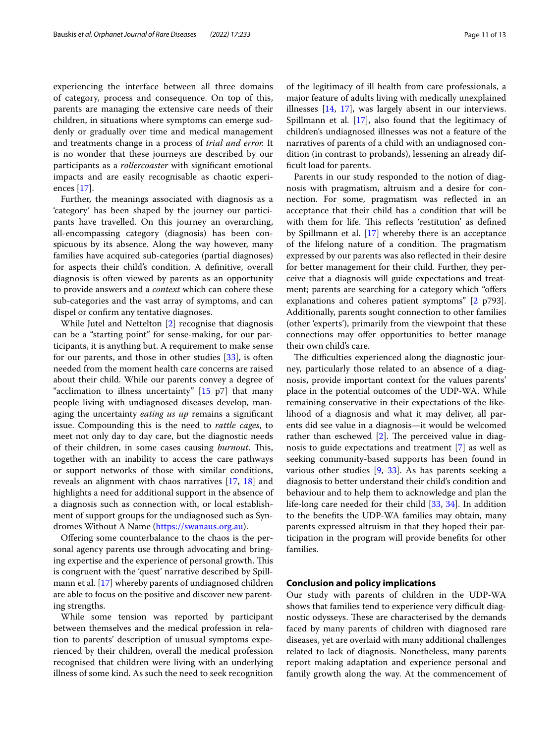experiencing the interface between all three domains of category, process and consequence. On top of this, parents are managing the extensive care needs of their children, in situations where symptoms can emerge suddenly or gradually over time and medical management and treatments change in a process of *trial and error.* It is no wonder that these journeys are described by our participants as a *rollercoaster* with significant emotional impacts and are easily recognisable as chaotic experiences [17].

Further, the meanings associated with diagnosis as a 'category' has been shaped by the journey our participants have travelled. On this journey an overarching, all-encompassing category (diagnosis) has been conspicuous by its absence. Along the way however, many families have acquired sub-categories (partial diagnoses) for aspects their child's condition. A definitive, overall diagnosis is often viewed by parents as an opportunity to provide answers and a *context* which can cohere these sub-categories and the vast array of symptoms, and can dispel or confirm any tentative diagnoses.

While Jutel and Nettelton [2] recognise that diagnosis can be a "starting point" for sense-making, for our participants, it is anything but. A requirement to make sense for our parents, and those in other studies [33], is often needed from the moment health care concerns are raised about their child. While our parents convey a degree of "acclimation to illness uncertainty" [15 p7] that many people living with undiagnosed diseases develop, managing the uncertainty *eating us up* remains a significant issue. Compounding this is the need to *rattle cages*, to meet not only day to day care, but the diagnostic needs of their children, in some cases causing *burnout.* This, together with an inability to access the care pathways or support networks of those with similar conditions, reveals an alignment with chaos narratives [17, 18] and highlights a need for additional support in the absence of a diagnosis such as connection with, or local establishment of support groups for the undiagnosed such as Syndromes Without A Name (https://swanaus.org.au).

Offering some counterbalance to the chaos is the personal agency parents use through advocating and bringing expertise and the experience of personal growth. This is congruent with the 'quest' narrative described by Spillmann et al. [17] whereby parents of undiagnosed children are able to focus on the positive and discover new parenting strengths.

While some tension was reported by participant between themselves and the medical profession in relation to parents' description of unusual symptoms experienced by their children, overall the medical profession recognised that children were living with an underlying illness of some kind. As such the need to seek recognition of the legitimacy of ill health from care professionals, a major feature of adults living with medically unexplained illnesses [14, 17], was largely absent in our interviews. Spillmann et al. [17], also found that the legitimacy of children's undiagnosed illnesses was not a feature of the narratives of parents of a child with an undiagnosed condition (in contrast to probands), lessening an already difficult load for parents.

Parents in our study responded to the notion of diagnosis with pragmatism, altruism and a desire for connection. For some, pragmatism was reflected in an acceptance that their child has a condition that will be with them for life. This reflects 'restitution' as defined by Spillmann et al. [17] whereby there is an acceptance of the lifelong nature of a condition. The pragmatism expressed by our parents was also reflected in their desire for better management for their child. Further, they perceive that a diagnosis will guide expectations and treatment; parents are searching for a category which "offers explanations and coheres patient symptoms" [2 p793]. Additionally, parents sought connection to other families (other 'experts'), primarily from the viewpoint that these connections may offer opportunities to better manage their own child's care.

The difficulties experienced along the diagnostic journey, particularly those related to an absence of a diagnosis, provide important context for the values parents' place in the potential outcomes of the UDP-WA. While remaining conservative in their expectations of the likelihood of a diagnosis and what it may deliver, all parents did see value in a diagnosis—it would be welcomed rather than eschewed [2]. The perceived value in diagnosis to guide expectations and treatment [7] as well as seeking community-based supports has been found in various other studies [9, 33]. As has parents seeking a diagnosis to better understand their child's condition and behaviour and to help them to acknowledge and plan the life-long care needed for their child [33, 34]. In addition to the benefits the UDP-WA families may obtain, many parents expressed altruism in that they hoped their participation in the program will provide benefits for other families.

## Conclusion and policy implications

Our study with parents of children in the UDP-WA shows that families tend to experience very difficult diagnostic odysseys. These are characterised by the demands faced by many parents of children with diagnosed rare diseases, yet are overlaid with many additional challenges related to lack of diagnosis. Nonetheless, many parents report making adaptation and experience personal and family growth along the way. At the commencement of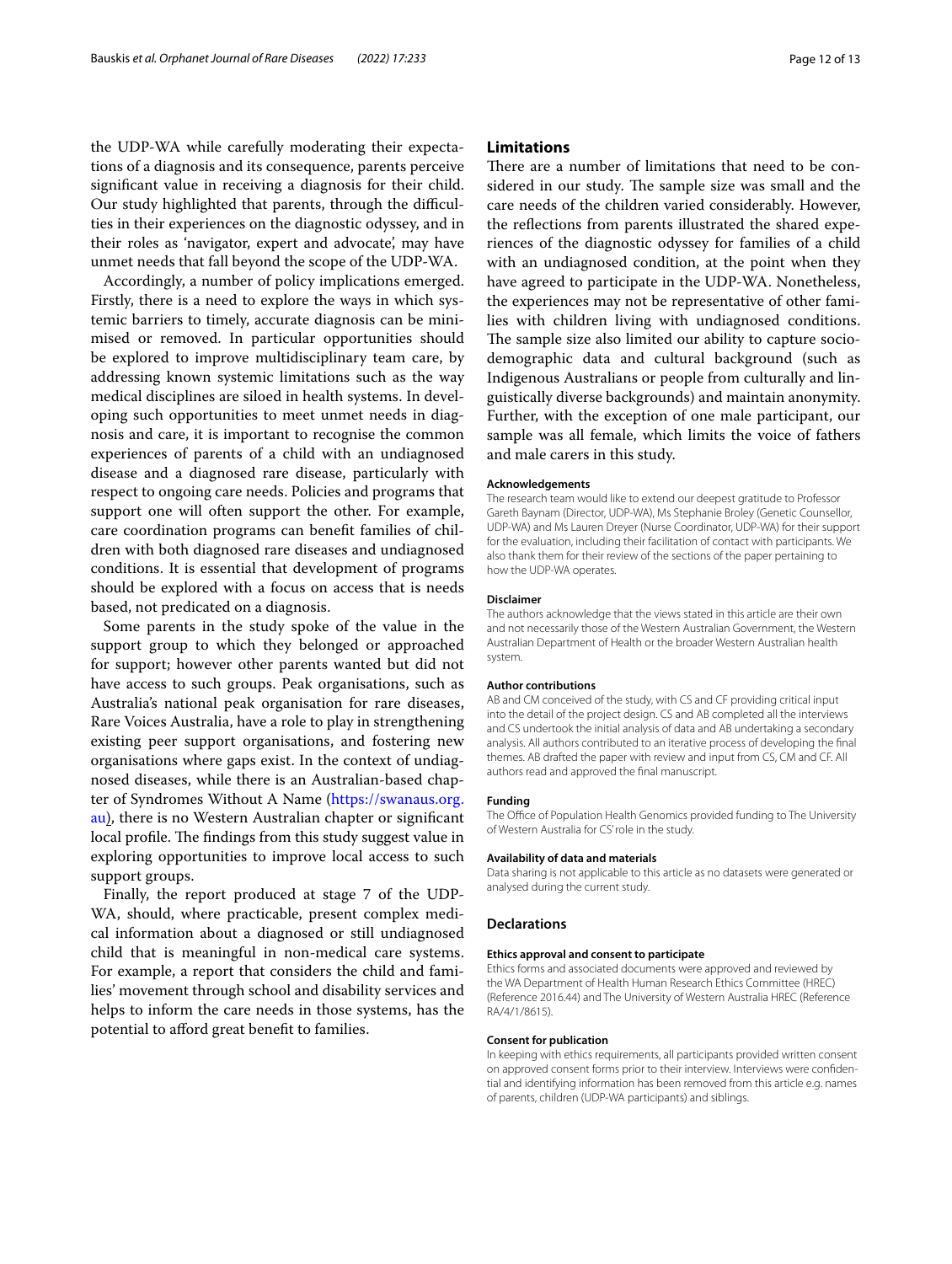the UDP-WA while carefully moderating their expectations of a diagnosis and its consequence, parents perceive significant value in receiving a diagnosis for their child. Our study highlighted that parents, through the difficulties in their experiences on the diagnostic odyssey, and in their roles as 'navigator, expert and advocate', may have unmet needs that fall beyond the scope of the UDP-WA.

Accordingly, a number of policy implications emerged. Firstly, there is a need to explore the ways in which systemic barriers to timely, accurate diagnosis can be minimised or removed. In particular opportunities should be explored to improve multidisciplinary team care, by addressing known systemic limitations such as the way medical disciplines are siloed in health systems. In developing such opportunities to meet unmet needs in diagnosis and care, it is important to recognise the common experiences of parents of a child with an undiagnosed disease and a diagnosed rare disease, particularly with respect to ongoing care needs. Policies and programs that support one will often support the other. For example, care coordination programs can benefit families of children with both diagnosed rare diseases and undiagnosed conditions. It is essential that development of programs should be explored with a focus on access that is needs based, not predicated on a diagnosis.

Some parents in the study spoke of the value in the support group to which they belonged or approached for support; however other parents wanted but did not have access to such groups. Peak organisations, such as Australia's national peak organisation for rare diseases, Rare Voices Australia, have a role to play in strengthening existing peer support organisations, and fostering new organisations where gaps exist. In the context of undiagnosed diseases, while there is an Australian-based chapter of Syndromes Without A Name (https://swanaus.org.au), there is no Western Australian chapter or significant local profile. The findings from this study suggest value in exploring opportunities to improve local access to such support groups.

Finally, the report produced at stage 7 of the UDP-WA, should, where practicable, present complex medical information about a diagnosed or still undiagnosed child that is meaningful in non-medical care systems. For example, a report that considers the child and families' movement through school and disability services and helps to inform the care needs in those systems, has the potential to afford great benefit to families.

## Limitations

There are a number of limitations that need to be considered in our study. The sample size was small and the care needs of the children varied considerably. However, the reflections from parents illustrated the shared experiences of the diagnostic odyssey for families of a child with an undiagnosed condition, at the point when they have agreed to participate in the UDP-WA. Nonetheless, the experiences may not be representative of other families with children living with undiagnosed conditions. The sample size also limited our ability to capture socio-demographic data and cultural background (such as Indigenous Australians or people from culturally and linguistically diverse backgrounds) and maintain anonymity. Further, with the exception of one male participant, our sample was all female, which limits the voice of fathers and male carers in this study.

#### Acknowledgements

The research team would like to extend our deepest gratitude to Professor Gareth Baynam (Director, UDP-WA), Ms Stephanie Broley (Genetic Counsellor, UDP-WA) and Ms Lauren Dreyer (Nurse Coordinator, UDP-WA) for their support for the evaluation, including their facilitation of contact with participants. We also thank them for their review of the sections of the paper pertaining to how the UDP-WA operates.

#### Disclaimer

The authors acknowledge that the views stated in this article are their own and not necessarily those of the Western Australian Government, the Western Australian Department of Health or the broader Western Australian health system.

#### Author contributions

AB and CM conceived of the study, with CS and CF providing critical input into the detail of the project design. CS and AB completed all the interviews and CS undertook the initial analysis of data and AB undertaking a secondary analysis. All authors contributed to an iterative process of developing the final themes. AB drafted the paper with review and input from CS, CM and CF. All authors read and approved the final manuscript.

#### Funding

The Office of Population Health Genomics provided funding to The University of Western Australia for CS' role in the study.

#### Availability of data and materials

Data sharing is not applicable to this article as no datasets were generated or analysed during the current study.

### Declarations

#### Ethics approval and consent to participate

Ethics forms and associated documents were approved and reviewed by the WA Department of Health Human Research Ethics Committee (HREC) (Reference 2016.44) and The University of Western Australia HREC (Reference RA/4/1/8615).

#### Consent for publication

In keeping with ethics requirements, all participants provided written consent on approved consent forms prior to their interview. Interviews were confidential and identifying information has been removed from this article e.g. names of parents, children (UDP-WA participants) and siblings.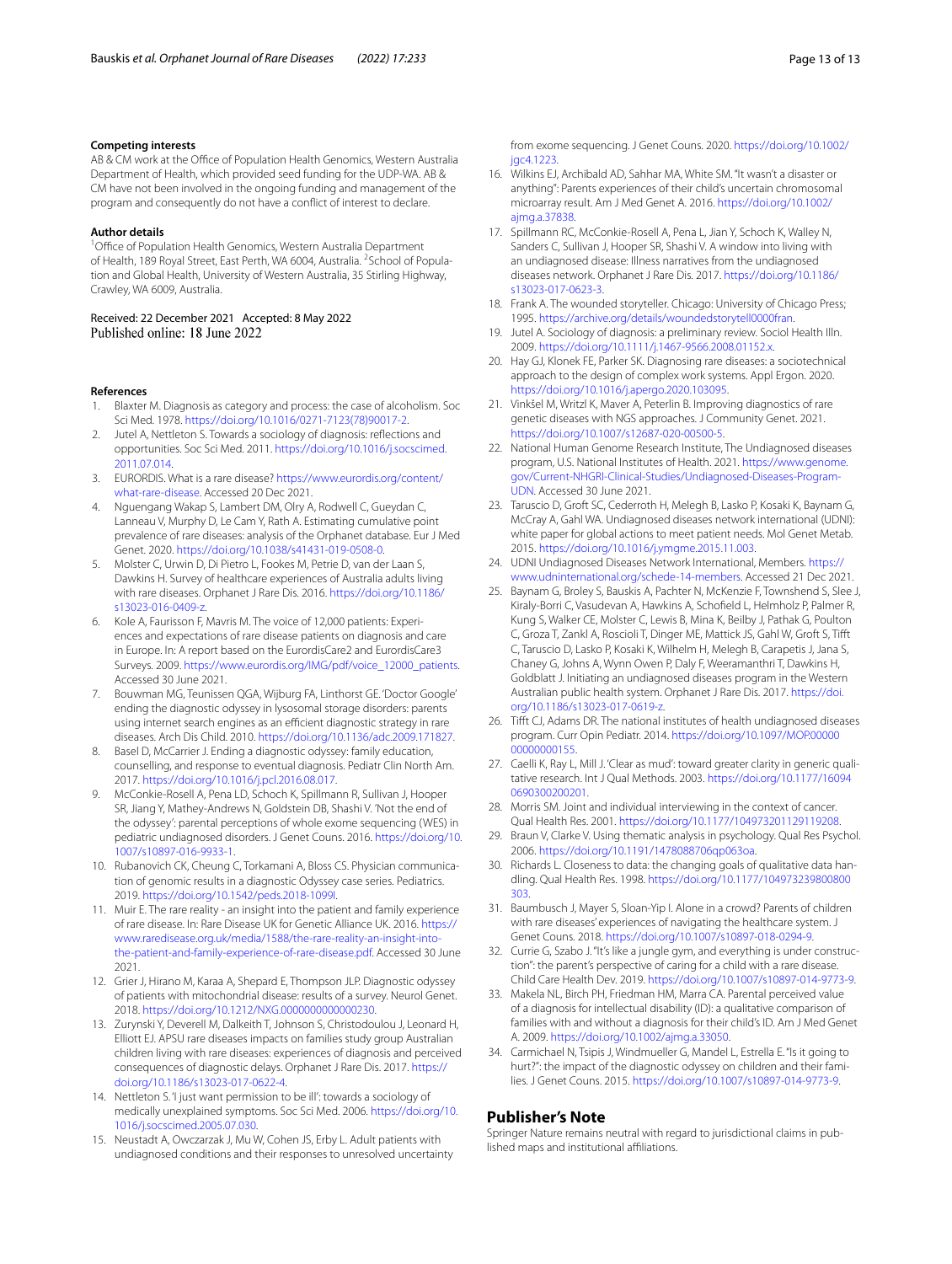### Competing interests

AB & CM work at the Office of Population Health Genomics, Western Australia Department of Health, which provided seed funding for the UDP-WA. AB & CM have not been involved in the ongoing funding and management of the program and consequently do not have a conflict of interest to declare.

### Author details

[1]Office of Population Health Genomics, Western Australia Department of Health, 189 Royal Street, East Perth, WA 6004, Australia. [2]School of Population and Global Health, University of Western Australia, 35 Stirling Highway, Crawley, WA 6009, Australia.

Received: 22 December 2021 Accepted: 8 May 2022
Published online: 18 June 2022

### References

1. Blaxter M. Diagnosis as category and process: the case of alcoholism. Soc Sci Med. 1978. https://doi.org/10.1016/0271-7123(78)90017-2.
2. Jutel A, Nettleton S. Towards a sociology of diagnosis: reflections and opportunities. Soc Sci Med. 2011. https://doi.org/10.1016/j.socscimed.2011.07.014.
3. EURORDIS. What is a rare disease? https://www.eurordis.org/content/what-rare-disease. Accessed 20 Dec 2021.
4. Nguengang Wakap S, Lambert DM, Olry A, Rodwell C, Gueydan C, Lanneau V, Murphy D, Le Cam Y, Rath A. Estimating cumulative point prevalence of rare diseases: analysis of the Orphanet database. Eur J Med Genet. 2020. https://doi.org/10.1038/s41431-019-0508-0.
5. Molster C, Urwin D, Di Pietro L, Fookes M, Petrie D, van der Laan S, Dawkins H. Survey of healthcare experiences of Australia adults living with rare diseases. Orphanet J Rare Dis. 2016. https://doi.org/10.1186/s13023-016-0409-z.
6. Kole A, Faurisson F, Mavris M. The voice of 12,000 patients: Experiences and expectations of rare disease patients on diagnosis and care in Europe. In: A report based on the EurordisCare2 and EurordisCare3 Surveys. 2009. https://www.eurordis.org/IMG/pdf/voice_12000_patients. Accessed 30 June 2021.
7. Bouwman MG, Teunissen QGA, Wijburg FA, Linthorst GE. 'Doctor Google' ending the diagnostic odyssey in lysosomal storage disorders: parents using internet search engines as an efficient diagnostic strategy in rare diseases. Arch Dis Child. 2010. https://doi.org/10.1136/adc.2009.171827.
8. Basel D, McCarrier J. Ending a diagnostic odyssey: family education, counselling, and response to eventual diagnosis. Pediatr Clin North Am. 2017. https://doi.org/10.1016/j.pcl.2016.08.017.
9. McConkie-Rosell A, Pena LD, Schoch K, Spillmann R, Sullivan J, Hooper SR, Jiang Y, Mathey-Andrews N, Goldstein DB, Shashi V. 'Not the end of the odyssey': parental perceptions of whole exome sequencing (WES) in pediatric undiagnosed disorders. J Genet Couns. 2016. https://doi.org/10.1007/s10897-016-9933-1.
10. Rubanovich CK, Cheung C, Torkamani A, Bloss CS. Physician communication of genomic results in a diagnostic Odyssey case series. Pediatrics. 2019. https://doi.org/10.1542/peds.2018-1099I.
11. Muir E. The rare reality - an insight into the patient and family experience of rare disease. In: Rare Disease UK for Genetic Alliance UK. 2016. https://www.raredisease.org.uk/media/1588/the-rare-reality-an-insight-into-the-patient-and-family-experience-of-rare-disease.pdf. Accessed 30 June 2021.
12. Grier J, Hirano M, Karaa A, Shepard E, Thompson JLP. Diagnostic odyssey of patients with mitochondrial disease: results of a survey. Neurol Genet. 2018. https://doi.org/10.1212/NXG.0000000000000230.
13. Zurynski Y, Deverell M, Dalkeith T, Johnson S, Christodoulou J, Leonard H, Elliott EJ. APSU rare diseases impacts on families study group Australian children living with rare diseases: experiences of diagnosis and perceived consequences of diagnostic delays. Orphanet J Rare Dis. 2017. https://doi.org/10.1186/s13023-017-0622-4.
14. Nettleton S. 'I just want permission to be ill': towards a sociology of medically unexplained symptoms. Soc Sci Med. 2006. https://doi.org/10.1016/j.socscimed.2005.07.030.
15. Neustadt A, Owczarzak J, Mu W, Cohen JS, Erby L. Adult patients with undiagnosed conditions and their responses to unresolved uncertainty from exome sequencing. J Genet Couns. 2020. https://doi.org/10.1002/jgc4.1223.
16. Wilkins EJ, Archibald AD, Sahhar MA, White SM. "It wasn't a disaster or anything": Parents experiences of their child's uncertain chromosomal microarray result. Am J Med Genet A. 2016. https://doi.org/10.1002/ajmg.a.37838.
17. Spillmann RC, McConkie-Rosell A, Pena L, Jian Y, Schoch K, Walley N, Sanders C, Sullivan J, Hooper SR, Shashi V. A window into living with an undiagnosed disease: Illness narratives from the undiagnosed diseases network. Orphanet J Rare Dis. 2017. https://doi.org/10.1186/s13023-017-0623-3.
18. Frank A. The wounded storyteller. Chicago: University of Chicago Press; 1995. https://archive.org/details/woundedstorytell0000fran.
19. Jutel A. Sociology of diagnosis: a preliminary review. Sociol Health Illn. 2009. https://doi.org/10.1111/j.1467-9566.2008.01152.x.
20. Hay GJ, Klonek FE, Parker SK. Diagnosing rare diseases: a sociotechnical approach to the design of complex work systems. Appl Ergon. 2020. https://doi.org/10.1016/j.apergo.2020.103095.
21. Vinkšel M, Writzl K, Maver A, Peterlin B. Improving diagnostics of rare genetic diseases with NGS approaches. J Community Genet. 2021. https://doi.org/10.1007/s12687-020-00500-5.
22. National Human Genome Research Institute, The Undiagnosed diseases program, U.S. National Institutes of Health. 2021. https://www.genome.gov/Current-NHGRI-Clinical-Studies/Undiagnosed-Diseases-Program-UDN. Accessed 30 June 2021.
23. Taruscio D, Groft SC, Cederroth H, Melegh B, Lasko P, Kosaki K, Baynam G, McCray A, Gahl WA. Undiagnosed diseases network international (UDNI): white paper for global actions to meet patient needs. Mol Genet Metab. 2015. https://doi.org/10.1016/j.ymgme.2015.11.003.
24. UDNI Undiagnosed Diseases Network International, Members. https://www.udninternational.org/schede-14-members. Accessed 21 Dec 2021.
25. Baynam G, Broley S, Bauskis A, Pachter N, McKenzie F, Townshend S, Slee J, Kiraly-Borri C, Vasudevan A, Hawkins A, Schofield L, Helmholz P, Palmer R, Kung S, Walker CE, Molster C, Lewis B, Mina K, Beilby J, Pathak G, Poulton C, Groza T, Zankl A, Roscioli T, Dinger ME, Mattick JS, Gahl WA, Groft S, Tifft C, Taruscio D, Lasko P, Kosaki K, Wilhelm H, Melegh B, Carapetis J, Jana S, Chaney G, Johns A, Wynn Owen P, Daly F, Weeramanthri T, Dawkins H, Goldblatt J. Initiating an undiagnosed diseases program in the Western Australian public health system. Orphanet J Rare Dis. 2017. https://doi.org/10.1186/s13023-017-0619-z.
26. Tifft CJ, Adams DR. The national institutes of health undiagnosed diseases program. Curr Opin Pediatr. 2014. https://doi.org/10.1097/MOP.0000000000000155.
27. Caelli K, Ray L, Mill J. 'Clear as mud': toward greater clarity in generic qualitative research. Int J Qual Methods. 2003. https://doi.org/10.1177/160940690300200201.
28. Morris SM. Joint and individual interviewing in the context of cancer. Qual Health Res. 2001. https://doi.org/10.1177/104973201129119208.
29. Braun V, Clarke V. Using thematic analysis in psychology. Qual Res Psychol. 2006. https://doi.org/10.1191/1478088706qp063oa.
30. Richards L. Closeness to data: the changing goals of qualitative data handling. Qual Health Res. 1998. https://doi.org/10.1177/104973239800800303.
31. Baumbusch J, Mayer S, Sloan-Yip I. Alone in a crowd? Parents of children with rare diseases' experiences of navigating the healthcare system. J Genet Couns. 2018. https://doi.org/10.1007/s10897-018-0294-9.
32. Currie G, Szabo J. "It's like a jungle gym, and everything is under construction": the parent's perspective of caring for a child with a rare disease. Child Care Health Dev. 2019. https://doi.org/10.1007/s10897-014-9773-9.
33. Makela NL, Birch PH, Friedman HM, Marra CA. Parental perceived value of a diagnosis for intellectual disability (ID): a qualitative comparison of families with and without a diagnosis for their child's ID. Am J Med Genet A. 2009. https://doi.org/10.1002/ajmg.a.33050.
34. Carmichael N, Tsipis J, Windmueller G, Mandel L, Estrella E. "Is it going to hurt?": the impact of the diagnostic odyssey on children and their families. J Genet Couns. 2015. https://doi.org/10.1007/s10897-014-9773-9.

## Publisher's Note

Springer Nature remains neutral with regard to jurisdictional claims in published maps and institutional affiliations.